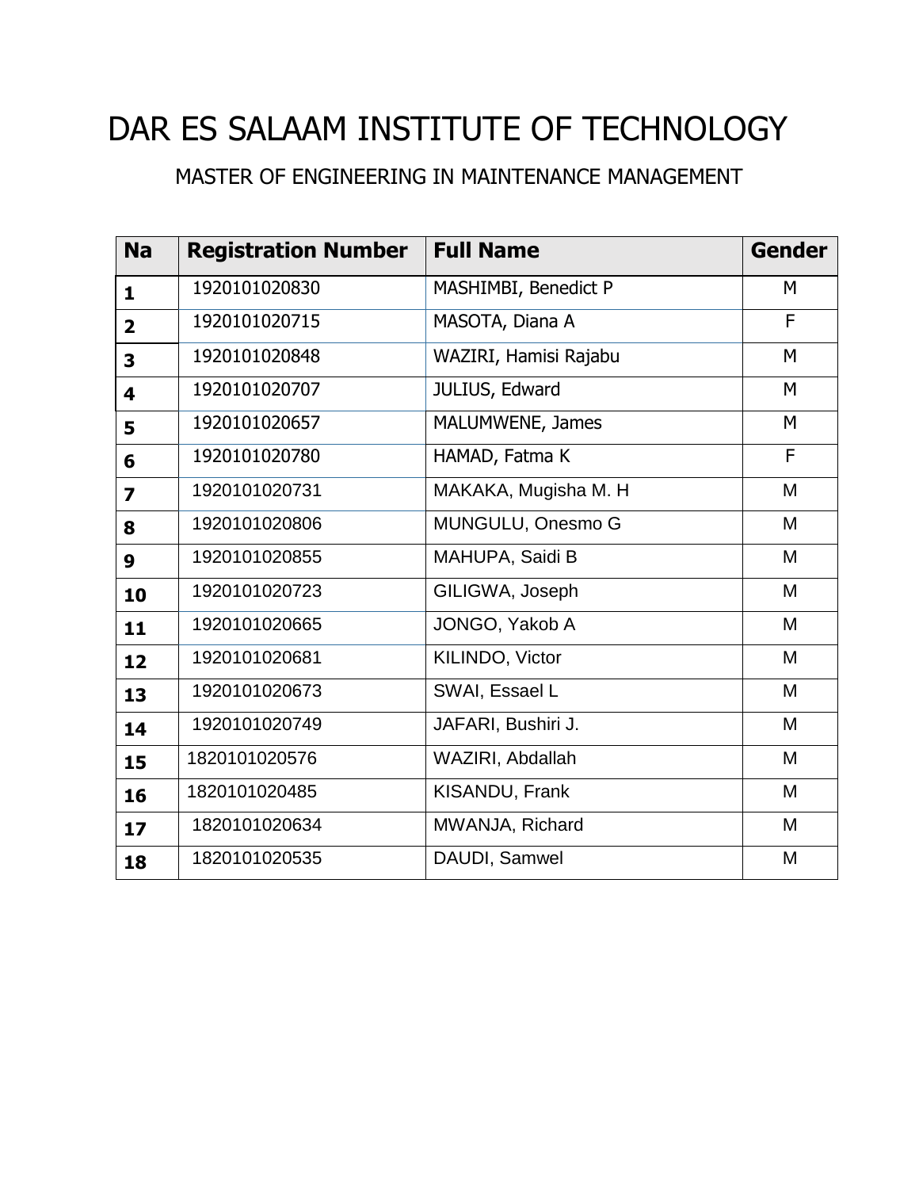# DAR ES SALAAM INSTITUTE OF TECHNOLOGY

## MASTER OF ENGINEERING IN MAINTENANCE MANAGEMENT

| Na | Registration Number | Full Name | Gender |
|---|---|---|---|
| **1** | 1920101020830 | MASHIMBI, Benedict P | M |
| **2** | 1920101020715 | MASOTA, Diana A | F |
| **3** | 1920101020848 | WAZIRI, Hamisi Rajabu | M |
| **4** | 1920101020707 | JULIUS, Edward | M |
| **5** | 1920101020657 | MALUMWENE, James | M |
| **6** | 1920101020780 | HAMAD, Fatma K | F |
| **7** | 1920101020731 | MAKAKA, Mugisha M. H | M |
| **8** | 1920101020806 | MUNGULU, Onesmo G | M |
| **9** | 1920101020855 | MAHUPA, Saidi B | M |
| **10** | 1920101020723 | GILIGWA, Joseph | M |
| **11** | 1920101020665 | JONGO, Yakob A | M |
| **12** | 1920101020681 | KILINDO, Victor | M |
| **13** | 1920101020673 | SWAI, Essael L | M |
| **14** | 1920101020749 | JAFARI, Bushiri J. | M |
| **15** | 1820101020576 | WAZIRI, Abdallah | M |
| **16** | 1820101020485 | KISANDU, Frank | M |
| **17** | 1820101020634 | MWANJA, Richard | M |
| **18** | 1820101020535 | DAUDI, Samwel | M |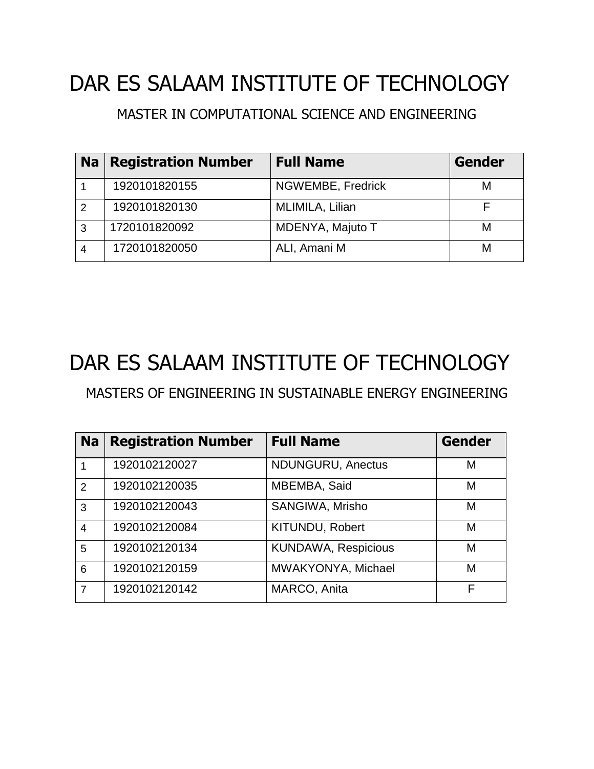# DAR ES SALAAM INSTITUTE OF TECHNOLOGY

## MASTER IN COMPUTATIONAL SCIENCE AND ENGINEERING

| Na | Registration Number | Full Name | Gender |
|---|---|---|---|
| 1 | 1920101820155 | NGWEMBE, Fredrick | M |
| 2 | 1920101820130 | MLIMILA, Lilian | F |
| 3 | 1720101820092 | MDENYA, Majuto T | M |
| 4 | 1720101820050 | ALI, Amani M | M |

# DAR ES SALAAM INSTITUTE OF TECHNOLOGY

## MASTERS OF ENGINEERING IN SUSTAINABLE ENERGY ENGINEERING

| Na | Registration Number | Full Name | Gender |
|---|---|---|---|
| 1 | 1920102120027 | NDUNGURU, Anectus | M |
| 2 | 1920102120035 | MBEMBA, Said | M |
| 3 | 1920102120043 | SANGIWA, Mrisho | M |
| 4 | 1920102120084 | KITUNDU, Robert | M |
| 5 | 1920102120134 | KUNDAWA, Respicious | M |
| 6 | 1920102120159 | MWAKYONYA, Michael | M |
| 7 | 1920102120142 | MARCO, Anita | F |